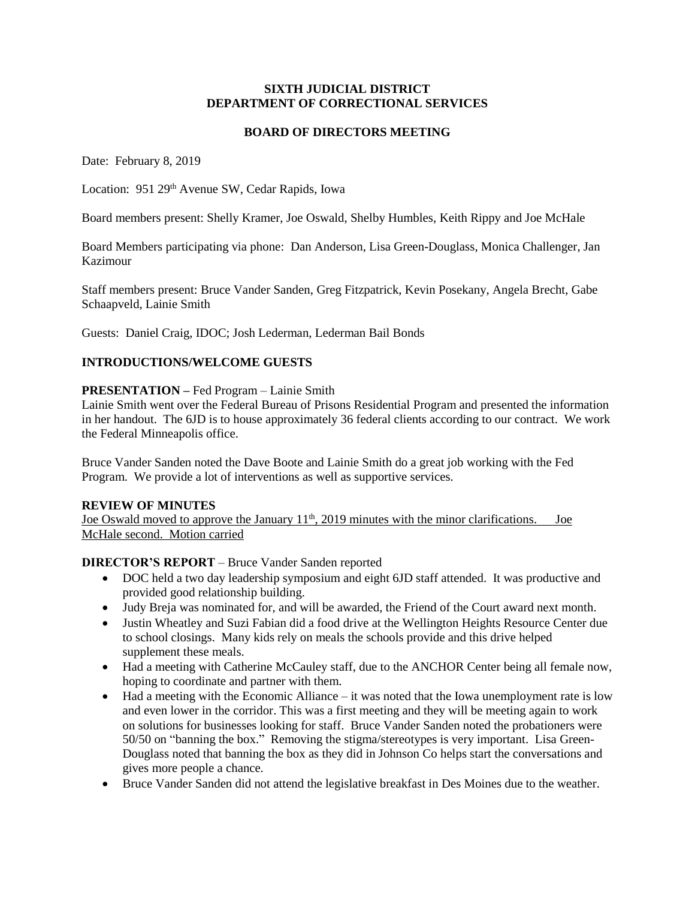**SIXTH JUDICIAL DISTRICT**
**DEPARTMENT OF CORRECTIONAL SERVICES**

**BOARD OF DIRECTORS MEETING**

Date: February 8, 2019

Location: 951 29th Avenue SW, Cedar Rapids, Iowa

Board members present: Shelly Kramer, Joe Oswald, Shelby Humbles, Keith Rippy and Joe McHale

Board Members participating via phone: Dan Anderson, Lisa Green-Douglass, Monica Challenger, Jan Kazimour

Staff members present: Bruce Vander Sanden, Greg Fitzpatrick, Kevin Posekany, Angela Brecht, Gabe Schaapveld, Lainie Smith

Guests: Daniel Craig, IDOC; Josh Lederman, Lederman Bail Bonds

**INTRODUCTIONS/WELCOME GUESTS**

**PRESENTATION –** Fed Program – Lainie Smith
Lainie Smith went over the Federal Bureau of Prisons Residential Program and presented the information in her handout. The 6JD is to house approximately 36 federal clients according to our contract. We work the Federal Minneapolis office.

Bruce Vander Sanden noted the Dave Boote and Lainie Smith do a great job working with the Fed Program. We provide a lot of interventions as well as supportive services.

**REVIEW OF MINUTES**
<u>Joe Oswald moved to approve the January 11th, 2019 minutes with the minor clarifications. Joe McHale second. Motion carried</u>

**DIRECTOR'S REPORT** – Bruce Vander Sanden reported

- DOC held a two day leadership symposium and eight 6JD staff attended. It was productive and provided good relationship building.
- Judy Breja was nominated for, and will be awarded, the Friend of the Court award next month.
- Justin Wheatley and Suzi Fabian did a food drive at the Wellington Heights Resource Center due to school closings. Many kids rely on meals the schools provide and this drive helped supplement these meals.
- Had a meeting with Catherine McCauley staff, due to the ANCHOR Center being all female now, hoping to coordinate and partner with them.
- Had a meeting with the Economic Alliance – it was noted that the Iowa unemployment rate is low and even lower in the corridor. This was a first meeting and they will be meeting again to work on solutions for businesses looking for staff. Bruce Vander Sanden noted the probationers were 50/50 on "banning the box." Removing the stigma/stereotypes is very important. Lisa Green-Douglass noted that banning the box as they did in Johnson Co helps start the conversations and gives more people a chance.
- Bruce Vander Sanden did not attend the legislative breakfast in Des Moines due to the weather.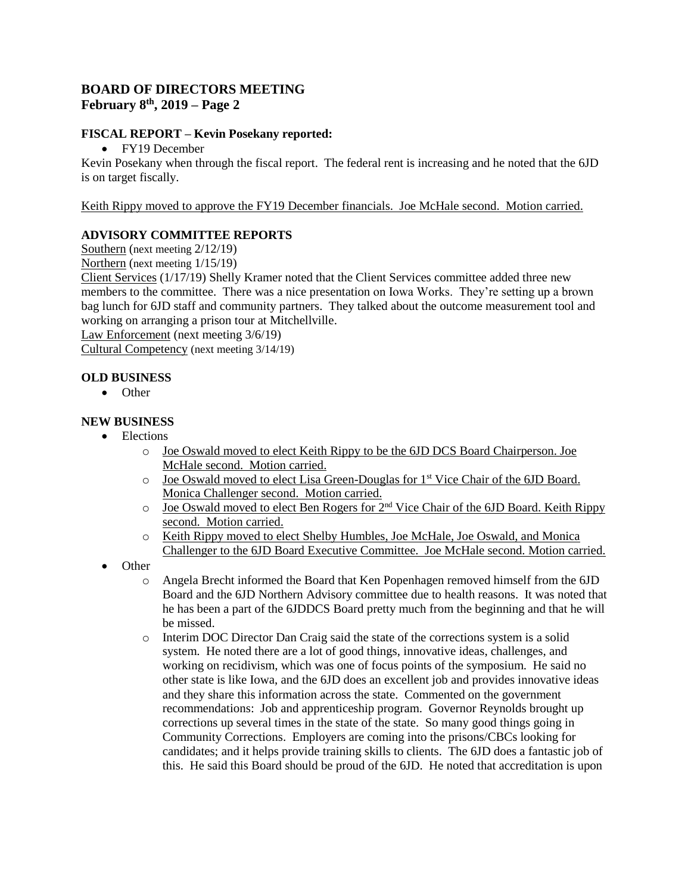## BOARD OF DIRECTORS MEETING
## February 8th, 2019 – Page 2

### FISCAL REPORT – Kevin Posekany reported:

- FY19 December

Kevin Posekany when through the fiscal report. The federal rent is increasing and he noted that the 6JD is on target fiscally.

Keith Rippy moved to approve the FY19 December financials. Joe McHale second. Motion carried.

### ADVISORY COMMITTEE REPORTS

Southern (next meeting 2/12/19)

Northern (next meeting 1/15/19)

Client Services (1/17/19) Shelly Kramer noted that the Client Services committee added three new members to the committee. There was a nice presentation on Iowa Works. They're setting up a brown bag lunch for 6JD staff and community partners. They talked about the outcome measurement tool and working on arranging a prison tour at Mitchellville.

Law Enforcement (next meeting 3/6/19)

Cultural Competency (next meeting 3/14/19)

### OLD BUSINESS

- Other

### NEW BUSINESS

- Elections
  - Joe Oswald moved to elect Keith Rippy to be the 6JD DCS Board Chairperson. Joe McHale second. Motion carried.
  - Joe Oswald moved to elect Lisa Green-Douglas for 1st Vice Chair of the 6JD Board. Monica Challenger second. Motion carried.
  - Joe Oswald moved to elect Ben Rogers for 2nd Vice Chair of the 6JD Board. Keith Rippy second. Motion carried.
  - Keith Rippy moved to elect Shelby Humbles, Joe McHale, Joe Oswald, and Monica Challenger to the 6JD Board Executive Committee. Joe McHale second. Motion carried.
- Other
  - Angela Brecht informed the Board that Ken Popenhagen removed himself from the 6JD Board and the 6JD Northern Advisory committee due to health reasons. It was noted that he has been a part of the 6JDDCS Board pretty much from the beginning and that he will be missed.
  - Interim DOC Director Dan Craig said the state of the corrections system is a solid system. He noted there are a lot of good things, innovative ideas, challenges, and working on recidivism, which was one of focus points of the symposium. He said no other state is like Iowa, and the 6JD does an excellent job and provides innovative ideas and they share this information across the state. Commented on the government recommendations: Job and apprenticeship program. Governor Reynolds brought up corrections up several times in the state of the state. So many good things going in Community Corrections. Employers are coming into the prisons/CBCs looking for candidates; and it helps provide training skills to clients. The 6JD does a fantastic job of this. He said this Board should be proud of the 6JD. He noted that accreditation is upon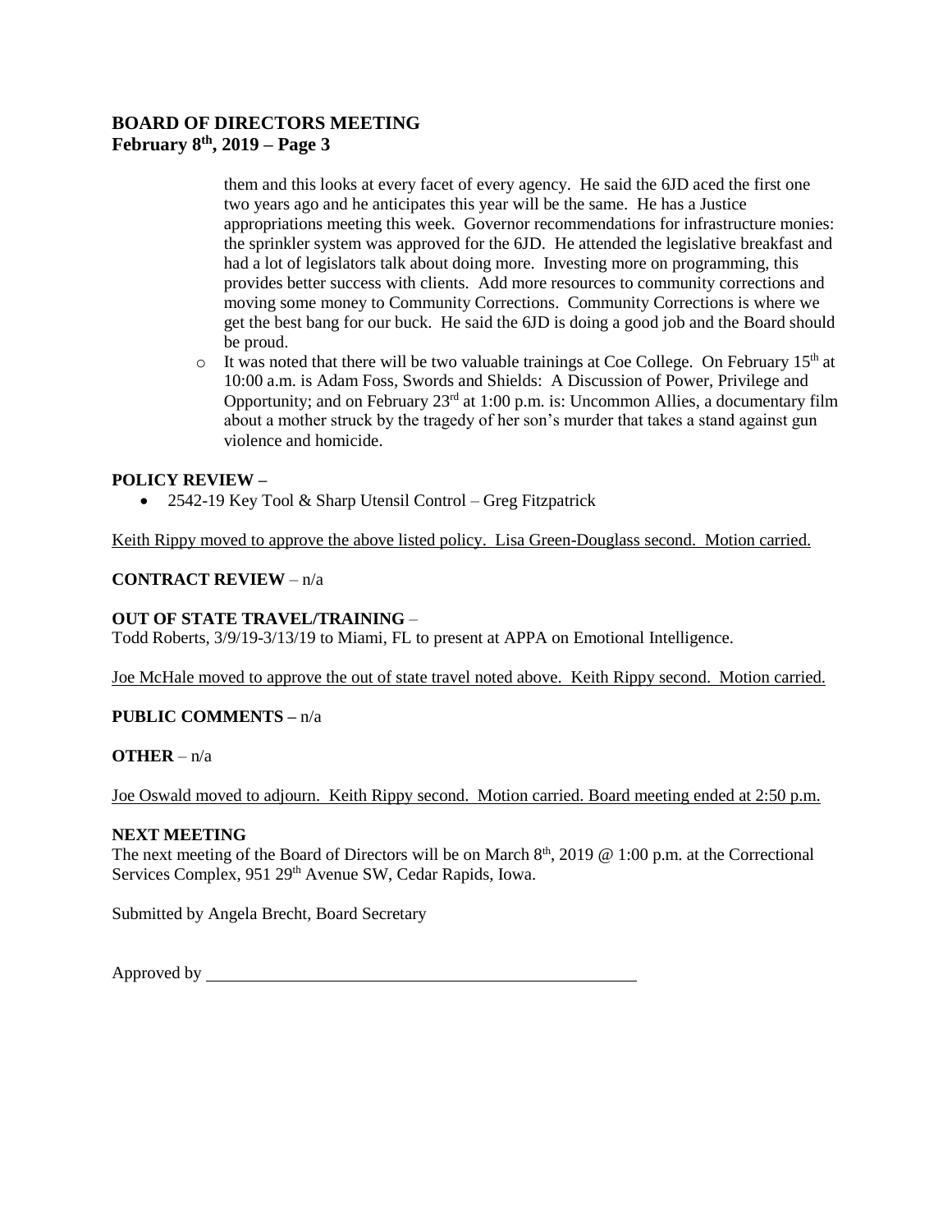them and this looks at every facet of every agency. He said the 6JD aced the first one two years ago and he anticipates this year will be the same. He has a Justice appropriations meeting this week. Governor recommendations for infrastructure monies: the sprinkler system was approved for the 6JD. He attended the legislative breakfast and had a lot of legislators talk about doing more. Investing more on programming, this provides better success with clients. Add more resources to community corrections and moving some money to Community Corrections. Community Corrections is where we get the best bang for our buck. He said the 6JD is doing a good job and the Board should be proud.

- It was noted that there will be two valuable trainings at Coe College. On February 15th at 10:00 a.m. is Adam Foss, Swords and Shields: A Discussion of Power, Privilege and Opportunity; and on February 23rd at 1:00 p.m. is: Uncommon Allies, a documentary film about a mother struck by the tragedy of her son's murder that takes a stand against gun violence and homicide.

**POLICY REVIEW –**

- 2542-19 Key Tool & Sharp Utensil Control – Greg Fitzpatrick

Keith Rippy moved to approve the above listed policy. Lisa Green-Douglass second. Motion carried.

**CONTRACT REVIEW** – n/a

**OUT OF STATE TRAVEL/TRAINING** –

Todd Roberts, 3/9/19-3/13/19 to Miami, FL to present at APPA on Emotional Intelligence.

Joe McHale moved to approve the out of state travel noted above. Keith Rippy second. Motion carried.

**PUBLIC COMMENTS –** n/a

**OTHER** – n/a

Joe Oswald moved to adjourn. Keith Rippy second. Motion carried. Board meeting ended at 2:50 p.m.

**NEXT MEETING**

The next meeting of the Board of Directors will be on March 8th, 2019 @ 1:00 p.m. at the Correctional Services Complex, 951 29th Avenue SW, Cedar Rapids, Iowa.

Submitted by Angela Brecht, Board Secretary

Approved by ____________________________________________________